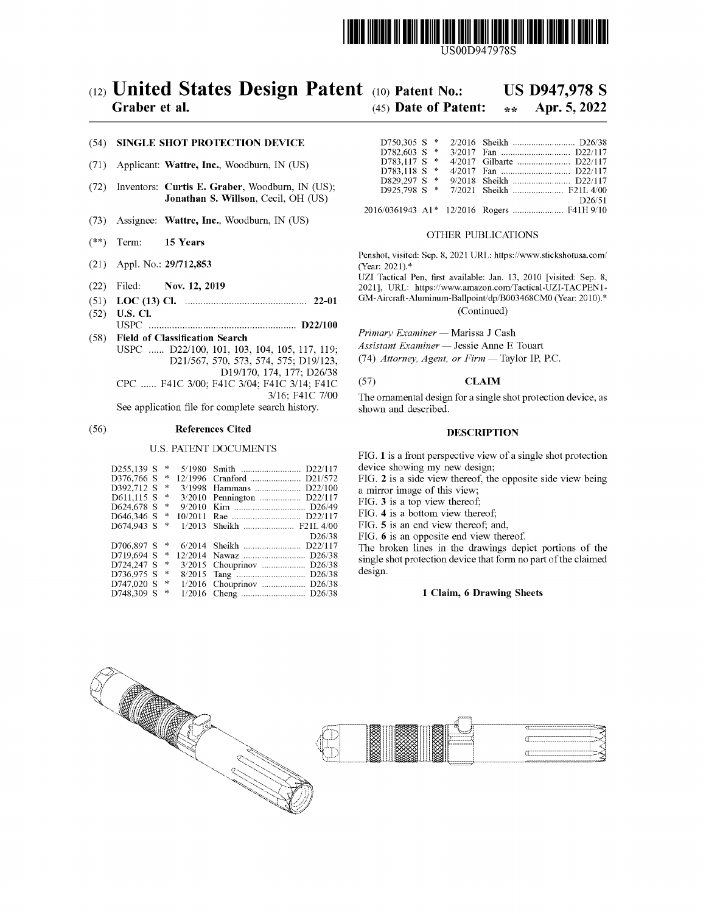US00D947978S

# (12) United States Design Patent

**Graber et al.**

(10) **Patent No.: US D947,978 S**

(45) **Date of Patent: ** Apr. 5, 2022**

(54) **SINGLE SHOT PROTECTION DEVICE**

(71) Applicant: **Wattre, Inc.**, Woodburn, IN (US)

(72) Inventors: **Curtis E. Graber**, Woodburn, IN (US); **Jonathan S. Willson**, Cecil, OH (US)

(73) Assignee: **Wattre, Inc.**, Woodburn, IN (US)

(**) Term: **15 Years**

(21) Appl. No.: **29/712,853**

(22) Filed: **Nov. 12, 2019**

(51) **LOC (13) Cl.** ............................................... **22-01**

(52) **U.S. Cl.**
USPC ........................................................ **D22/100**

(58) **Field of Classification Search**
USPC ...... D22/100, 101, 103, 104, 105, 117, 119; D21/567, 570, 573, 574, 575; D19/123, D19/170, 174, 177; D26/38
CPC ...... F41C 3/00; F41C 3/04; F41C 3/14; F41C 3/16; F41C 7/00
See application file for complete search history.

(56) **References Cited**

U.S. PATENT DOCUMENTS

| | | | | |
|---|---|---|---|---|
| D255,139 S | * | 5/1980 | Smith | D22/117 |
| D376,766 S | * | 12/1996 | Cranford | D21/572 |
| D392,712 S | * | 3/1998 | Hammans | D22/100 |
| D611,115 S | * | 3/2010 | Pennington | D22/117 |
| D624,678 S | * | 9/2010 | Kim | D26/49 |
| D646,346 S | * | 10/2011 | Rae | D22/117 |
| D674,943 S | * | 1/2013 | Sheikh | F21L 4/00 D26/38 |
| D706,897 S | * | 6/2014 | Sheikh | D22/117 |
| D719,694 S | * | 12/2014 | Nawaz | D26/38 |
| D724,247 S | * | 3/2015 | Chouprinov | D26/38 |
| D736,975 S | * | 8/2015 | Tang | D26/38 |
| D747,020 S | * | 1/2016 | Chouprinov | D26/38 |
| D748,309 S | * | 1/2016 | Cheng | D26/38 |
| D750,305 S | * | 2/2016 | Sheikh | D26/38 |
| D782,603 S | * | 3/2017 | Fan | D22/117 |
| D783,117 S | * | 4/2017 | Gilbarte | D22/117 |
| D783,118 S | * | 4/2017 | Fan | D22/117 |
| D829,297 S | * | 9/2018 | Sheikh | D22/117 |
| D925,798 S | * | 7/2021 | Sheikh | F21L 4/00 D26/51 |
| 2016/0361943 A1 | * | 12/2016 | Rogers | F41H 9/10 |

OTHER PUBLICATIONS

Penshot, visited: Sep. 8, 2021 URL: https://www.stickshotusa.com/ (Year: 2021).*
UZI Tactical Pen, first available: Jan. 13, 2010 [visited: Sep. 8, 2021], URL: https://www.amazon.com/Tactical-UZI-TACPEN1-GM-Aircraft-Aluminum-Ballpoint/dp/B003468CM0 (Year: 2010).*

(Continued)

*Primary Examiner* — Marissa J Cash
*Assistant Examiner* — Jessie Anne E Touart
(74) *Attorney, Agent, or Firm* — Taylor IP, P.C.

(57) **CLAIM**

The ornamental design for a single shot protection device, as shown and described.

**DESCRIPTION**

FIG. **1** is a front perspective view of a single shot protection device showing my new design;
FIG. **2** is a side view thereof, the opposite side view being a mirror image of this view;
FIG. **3** is a top view thereof;
FIG. **4** is a bottom view thereof;
FIG. **5** is an end view thereof; and,
FIG. **6** is an opposite end view thereof.
The broken lines in the drawings depict portions of the single shot protection device that form no part of the claimed design.

**1 Claim, 6 Drawing Sheets**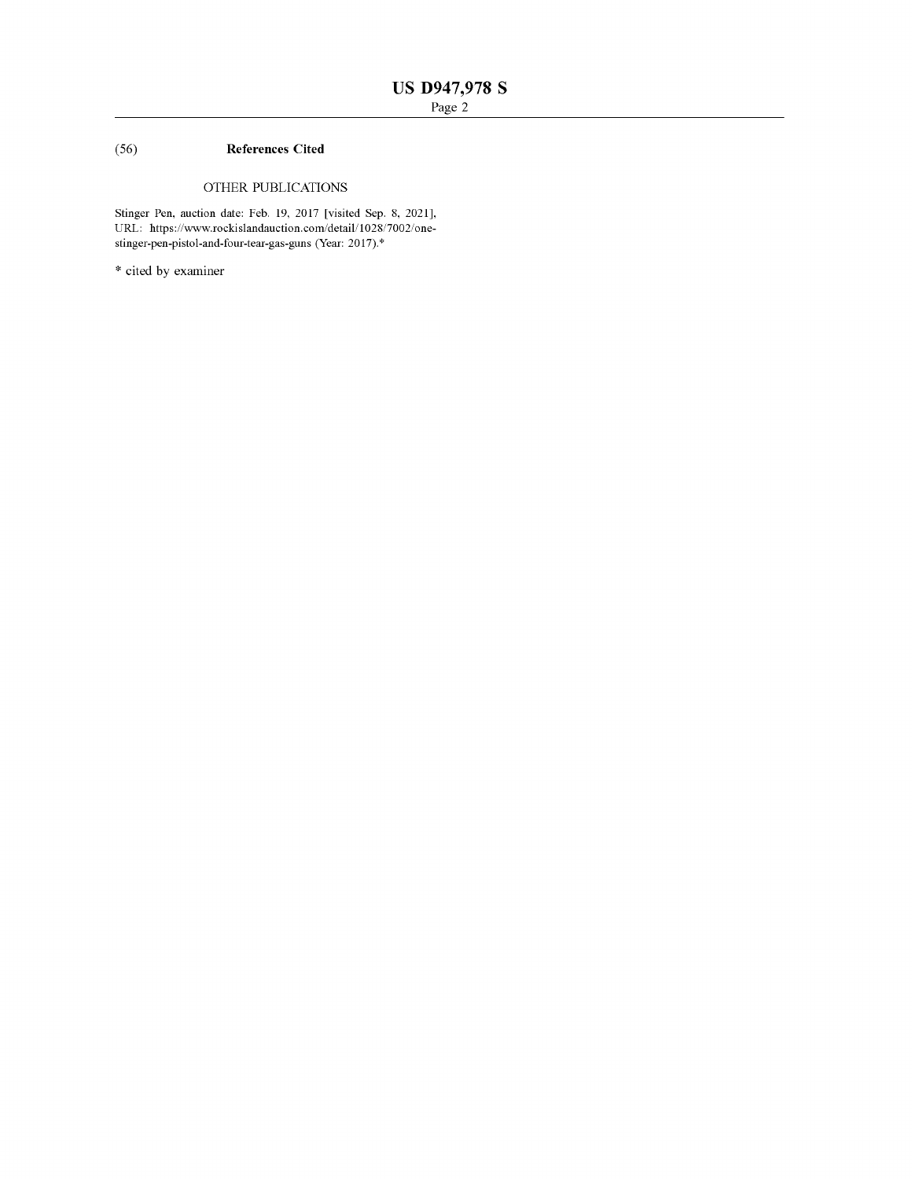(56) **References Cited**

OTHER PUBLICATIONS

Stinger Pen, auction date: Feb. 19, 2017 [visited Sep. 8, 2021], URL: https://www.rockislandauction.com/detail/1028/7002/one-stinger-pen-pistol-and-four-tear-gas-guns (Year: 2017).*

* cited by examiner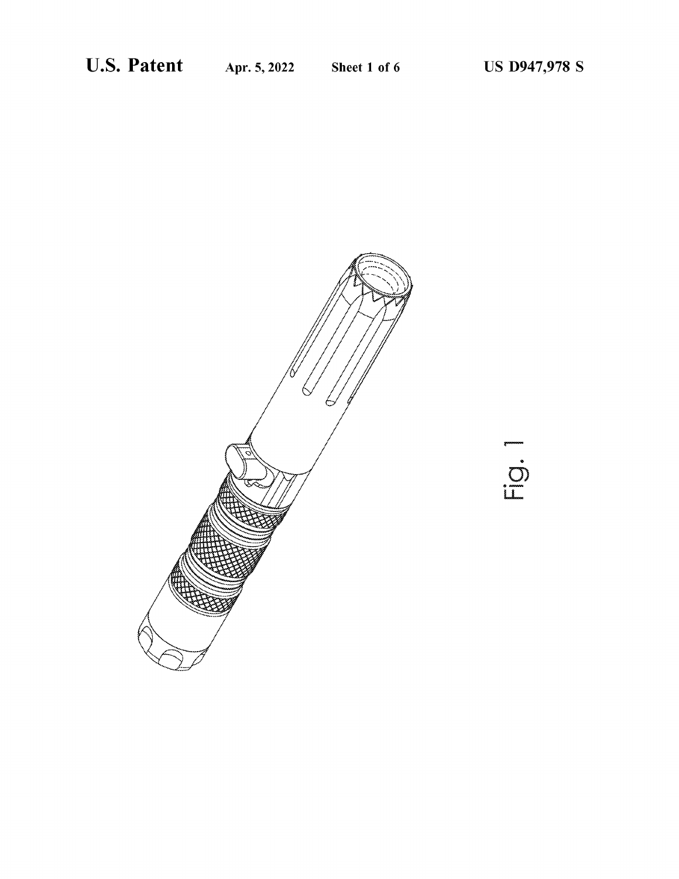Fig. 1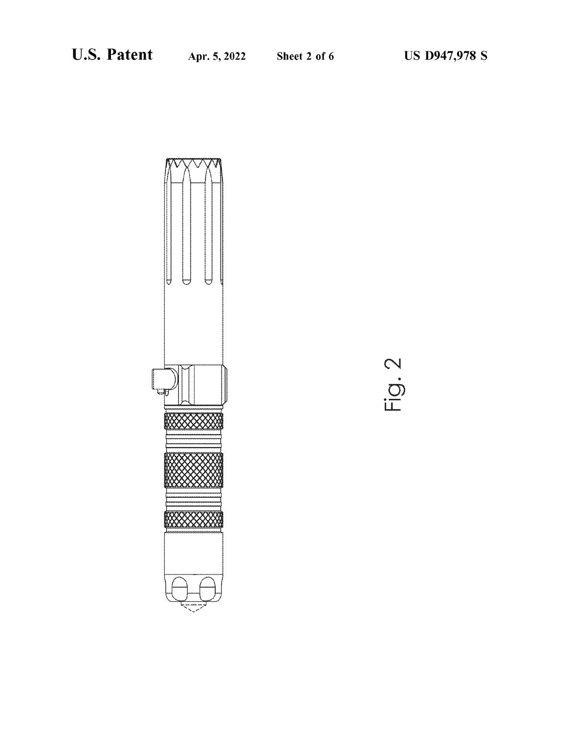Fig. 2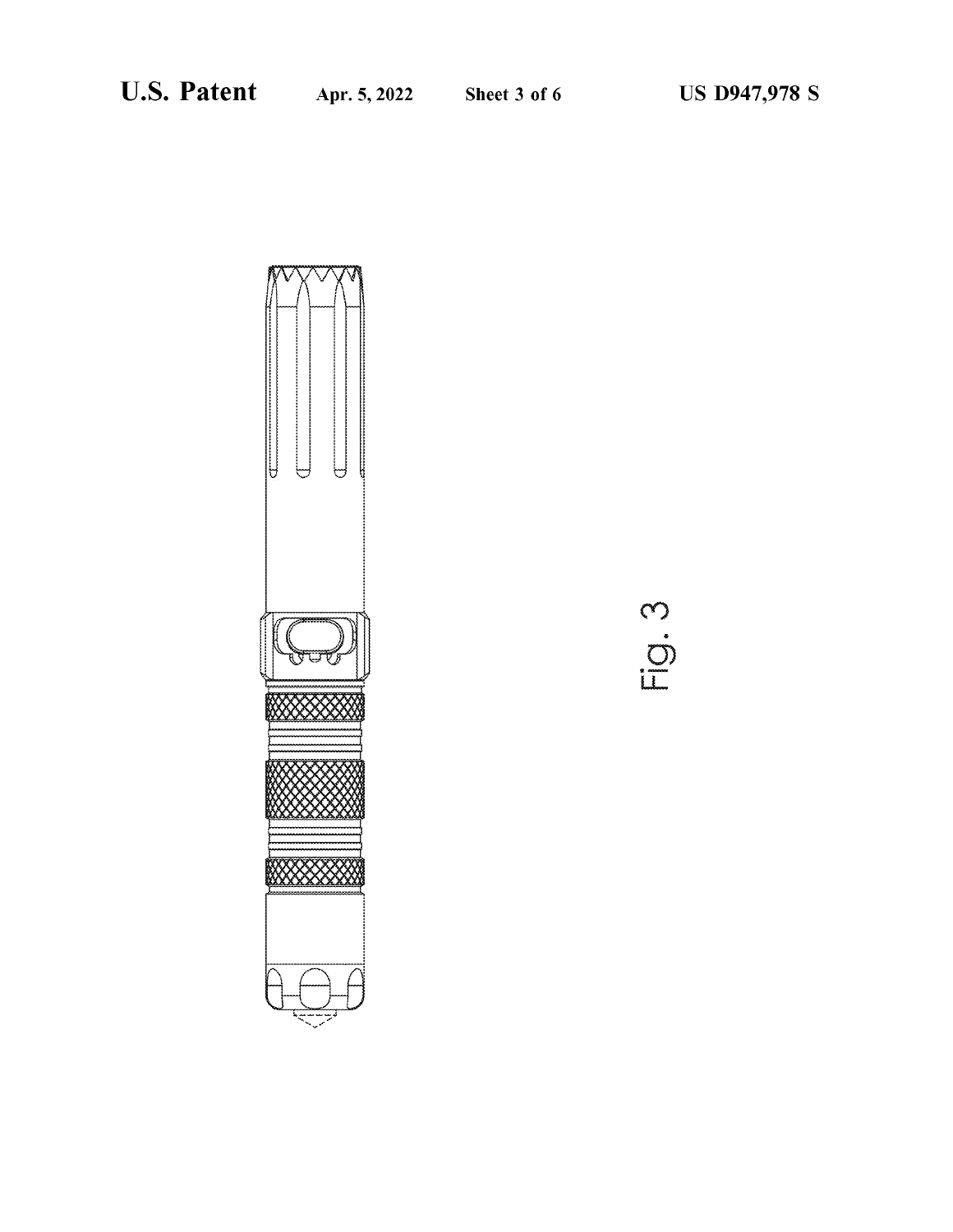Fig. 3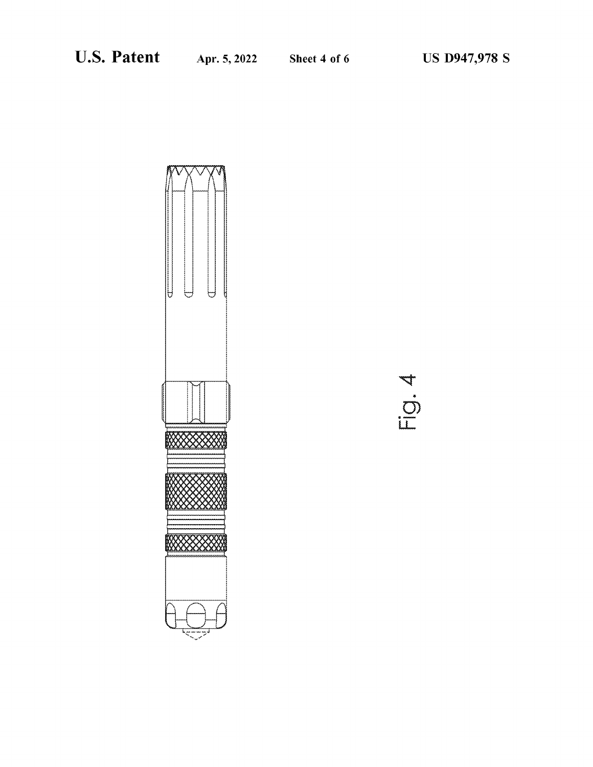Fig. 4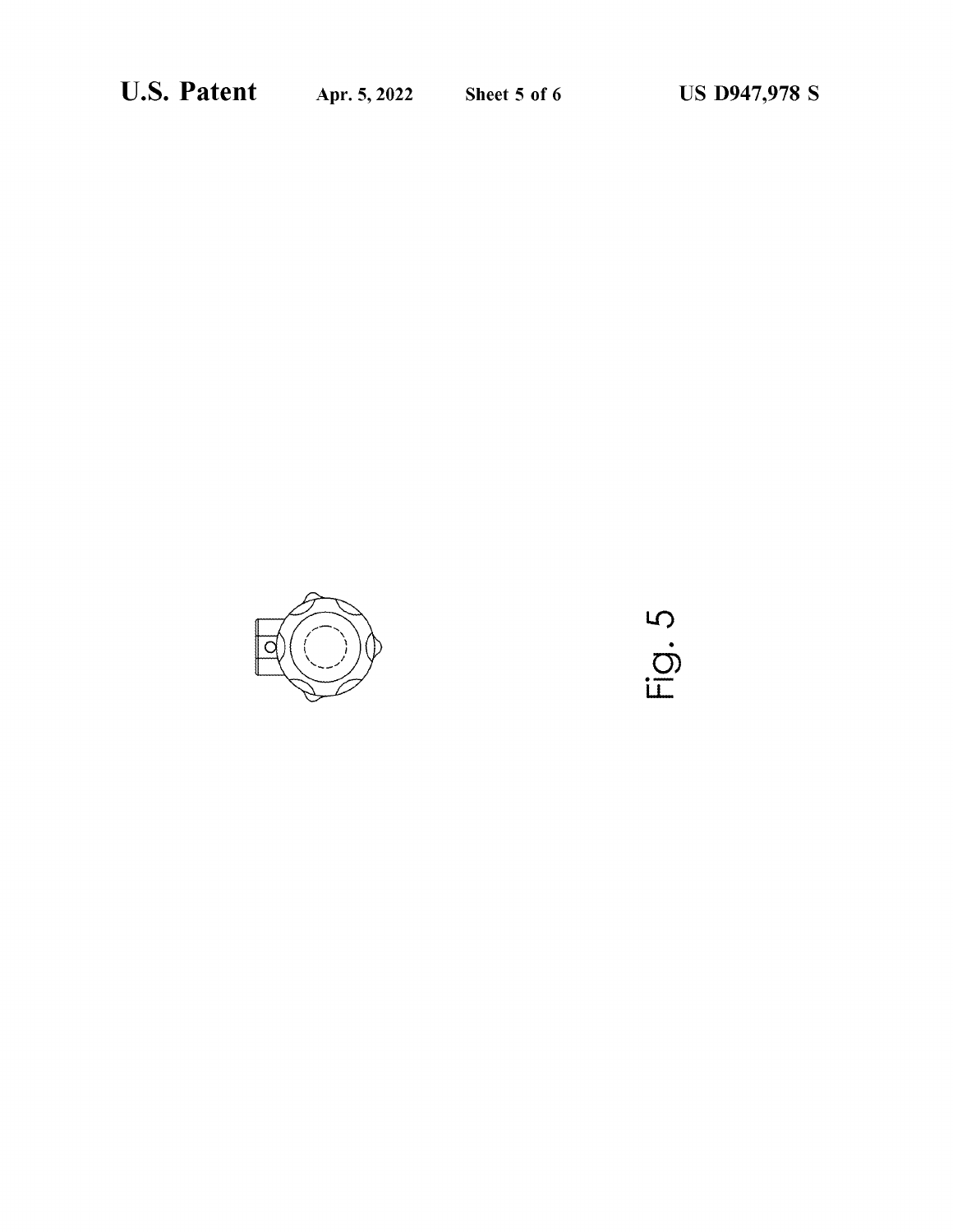Fig. 5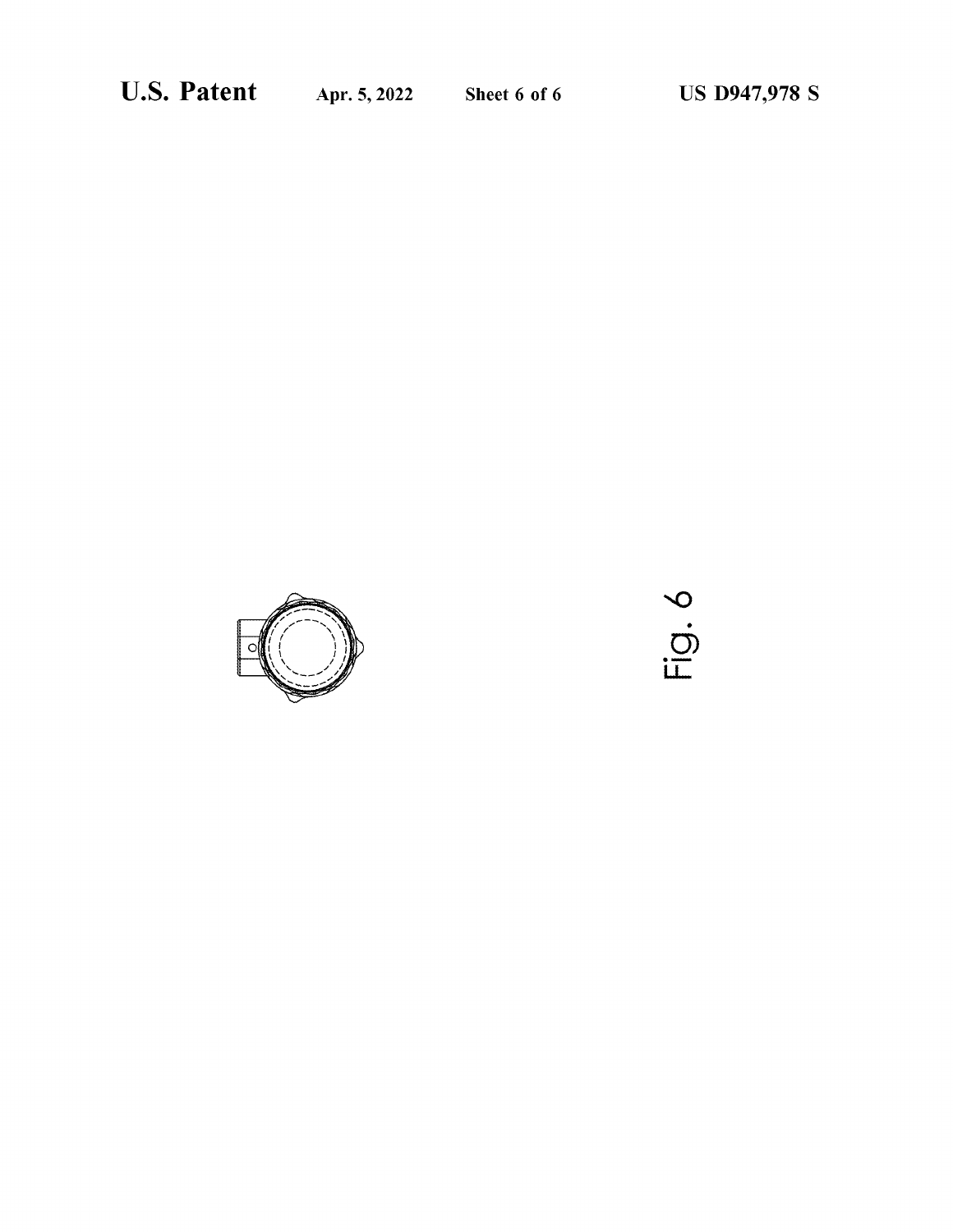Fig. 6